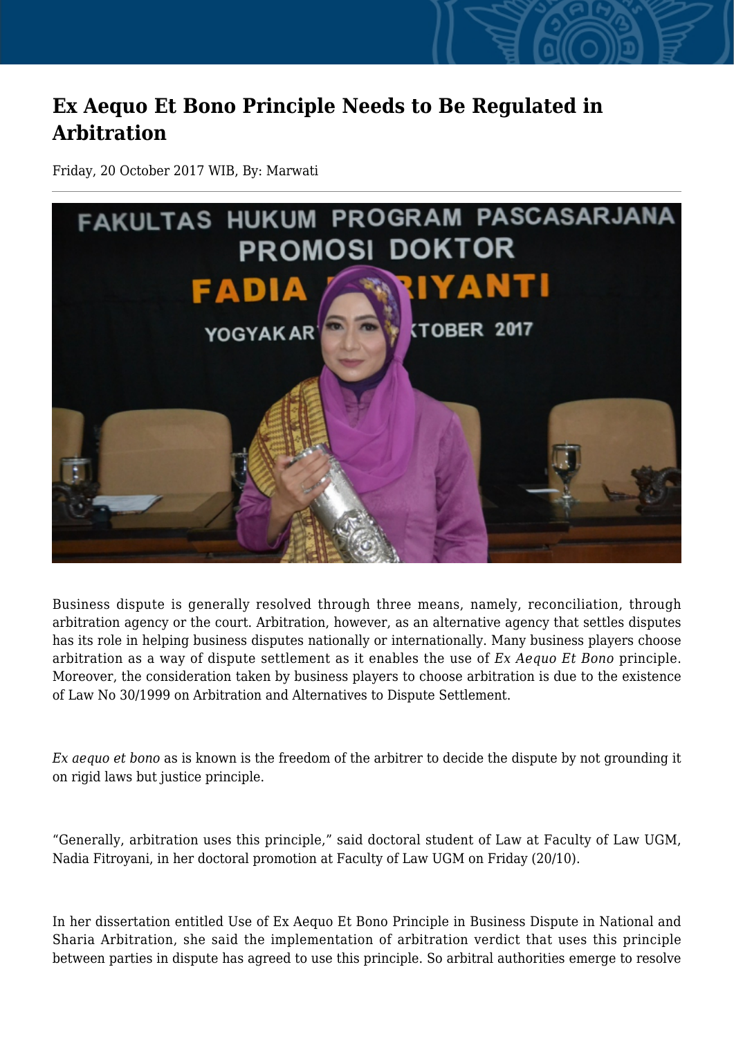# Ex Aequo Et Bono Principle Needs to Be Regulated in Arbitration

Friday, 20 October 2017 WIB, By: Marwati

Business dispute is generally resolved through three means, namely, reconciliation, through arbitration agency or the court. Arbitration, however, as an alternative agency that settles disputes has its role in helping business disputes nationally or internationally. Many business players choose arbitration as a way of dispute settlement as it enables the use of *Ex Aequo Et Bono* principle. Moreover, the consideration taken by business players to choose arbitration is due to the existence of Law No 30/1999 on Arbitration and Alternatives to Dispute Settlement.

*Ex aequo et bono* as is known is the freedom of the arbitrer to decide the dispute by not grounding it on rigid laws but justice principle.

"Generally, arbitration uses this principle," said doctoral student of Law at Faculty of Law UGM, Nadia Fitroyani, in her doctoral promotion at Faculty of Law UGM on Friday (20/10).

In her dissertation entitled Use of Ex Aequo Et Bono Principle in Business Dispute in National and Sharia Arbitration, she said the implementation of arbitration verdict that uses this principle between parties in dispute has agreed to use this principle. So arbitral authorities emerge to resolve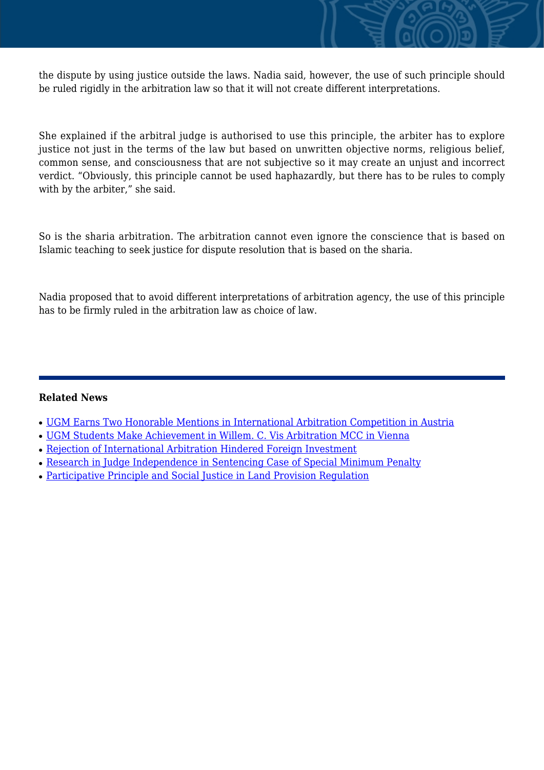the dispute by using justice outside the laws. Nadia said, however, the use of such principle should be ruled rigidly in the arbitration law so that it will not create different interpretations.

She explained if the arbitral judge is authorised to use this principle, the arbiter has to explore justice not just in the terms of the law but based on unwritten objective norms, religious belief, common sense, and consciousness that are not subjective so it may create an unjust and incorrect verdict. "Obviously, this principle cannot be used haphazardly, but there has to be rules to comply with by the arbiter," she said.

So is the sharia arbitration. The arbitration cannot even ignore the conscience that is based on Islamic teaching to seek justice for dispute resolution that is based on the sharia.

Nadia proposed that to avoid different interpretations of arbitration agency, the use of this principle has to be firmly ruled in the arbitration law as choice of law.

---

**Related News**

- UGM Earns Two Honorable Mentions in International Arbitration Competition in Austria
- UGM Students Make Achievement in Willem. C. Vis Arbitration MCC in Vienna
- Rejection of International Arbitration Hindered Foreign Investment
- Research in Judge Independence in Sentencing Case of Special Minimum Penalty
- Participative Principle and Social Justice in Land Provision Regulation